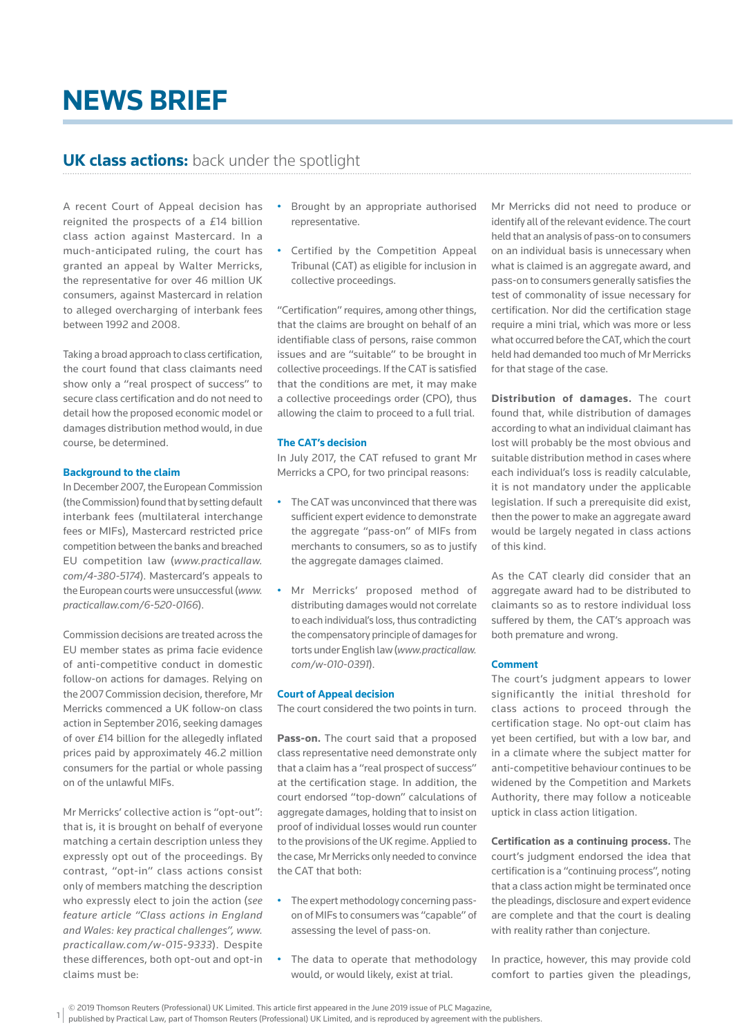# NEWS BRIEF

## **UK class actions:** back under the spotlight

A recent Court of Appeal decision has reignited the prospects of a £14 billion class action against Mastercard. In a much-anticipated ruling, the court has granted an appeal by Walter Merricks, the representative for over 46 million UK consumers, against Mastercard in relation to alleged overcharging of interbank fees between 1992 and 2008.

Taking a broad approach to class certification, the court found that class claimants need show only a "real prospect of success" to secure class certification and do not need to detail how the proposed economic model or damages distribution method would, in due course, be determined.

### Background to the claim

In December 2007, the European Commission (the Commission) found that by setting default interbank fees (multilateral interchange fees or MIFs), Mastercard restricted price competition between the banks and breached EU competition law (*www.practicallaw.com/4-380-5174*). Mastercard's appeals to the European courts were unsuccessful (*www.practicallaw.com/6-520-0166*).

Commission decisions are treated across the EU member states as prima facie evidence of anti-competitive conduct in domestic follow-on actions for damages. Relying on the 2007 Commission decision, therefore, Mr Merricks commenced a UK follow-on class action in September 2016, seeking damages of over £14 billion for the allegedly inflated prices paid by approximately 46.2 million consumers for the partial or whole passing on of the unlawful MIFs.

Mr Merricks' collective action is "opt-out": that is, it is brought on behalf of everyone matching a certain description unless they expressly opt out of the proceedings. By contrast, "opt-in" class actions consist only of members matching the description who expressly elect to join the action (*see feature article "Class actions in England and Wales: key practical challenges", www.practicallaw.com/w-015-9333*). Despite these differences, both opt-out and opt-in claims must be:

- Brought by an appropriate authorised representative.
- Certified by the Competition Appeal Tribunal (CAT) as eligible for inclusion in collective proceedings.

"Certification" requires, among other things, that the claims are brought on behalf of an identifiable class of persons, raise common issues and are "suitable" to be brought in collective proceedings. If the CAT is satisfied that the conditions are met, it may make a collective proceedings order (CPO), thus allowing the claim to proceed to a full trial.

### The CAT's decision

In July 2017, the CAT refused to grant Mr Merricks a CPO, for two principal reasons:

- The CAT was unconvinced that there was sufficient expert evidence to demonstrate the aggregate "pass-on" of MIFs from merchants to consumers, so as to justify the aggregate damages claimed.
- Mr Merricks' proposed method of distributing damages would not correlate to each individual's loss, thus contradicting the compensatory principle of damages for torts under English law (*www.practicallaw.com/w-010-0391*).

### Court of Appeal decision

The court considered the two points in turn.

**Pass-on.** The court said that a proposed class representative need demonstrate only that a claim has a "real prospect of success" at the certification stage. In addition, the court endorsed "top-down" calculations of aggregate damages, holding that to insist on proof of individual losses would run counter to the provisions of the UK regime. Applied to the case, Mr Merricks only needed to convince the CAT that both:

- The expert methodology concerning pass-on of MIFs to consumers was "capable" of assessing the level of pass-on.
- The data to operate that methodology would, or would likely, exist at trial.

Mr Merricks did not need to produce or identify all of the relevant evidence. The court held that an analysis of pass-on to consumers on an individual basis is unnecessary when what is claimed is an aggregate award, and pass-on to consumers generally satisfies the test of commonality of issue necessary for certification. Nor did the certification stage require a mini trial, which was more or less what occurred before the CAT, which the court held had demanded too much of Mr Merricks for that stage of the case.

**Distribution of damages.** The court found that, while distribution of damages according to what an individual claimant has lost will probably be the most obvious and suitable distribution method in cases where each individual's loss is readily calculable, it is not mandatory under the applicable legislation. If such a prerequisite did exist, then the power to make an aggregate award would be largely negated in class actions of this kind.

As the CAT clearly did consider that an aggregate award had to be distributed to claimants so as to restore individual loss suffered by them, the CAT's approach was both premature and wrong.

### Comment

The court's judgment appears to lower significantly the initial threshold for class actions to proceed through the certification stage. No opt-out claim has yet been certified, but with a low bar, and in a climate where the subject matter for anti-competitive behaviour continues to be widened by the Competition and Markets Authority, there may follow a noticeable uptick in class action litigation.

**Certification as a continuing process.** The court's judgment endorsed the idea that certification is a "continuing process", noting that a class action might be terminated once the pleadings, disclosure and expert evidence are complete and that the court is dealing with reality rather than conjecture.

In practice, however, this may provide cold comfort to parties given the pleadings,

© 2019 Thomson Reuters (Professional) UK Limited. This article first appeared in the June 2019 issue of PLC Magazine, published by Practical Law, part of Thomson Reuters (Professional) UK Limited, and is reproduced by agreement with the publishers.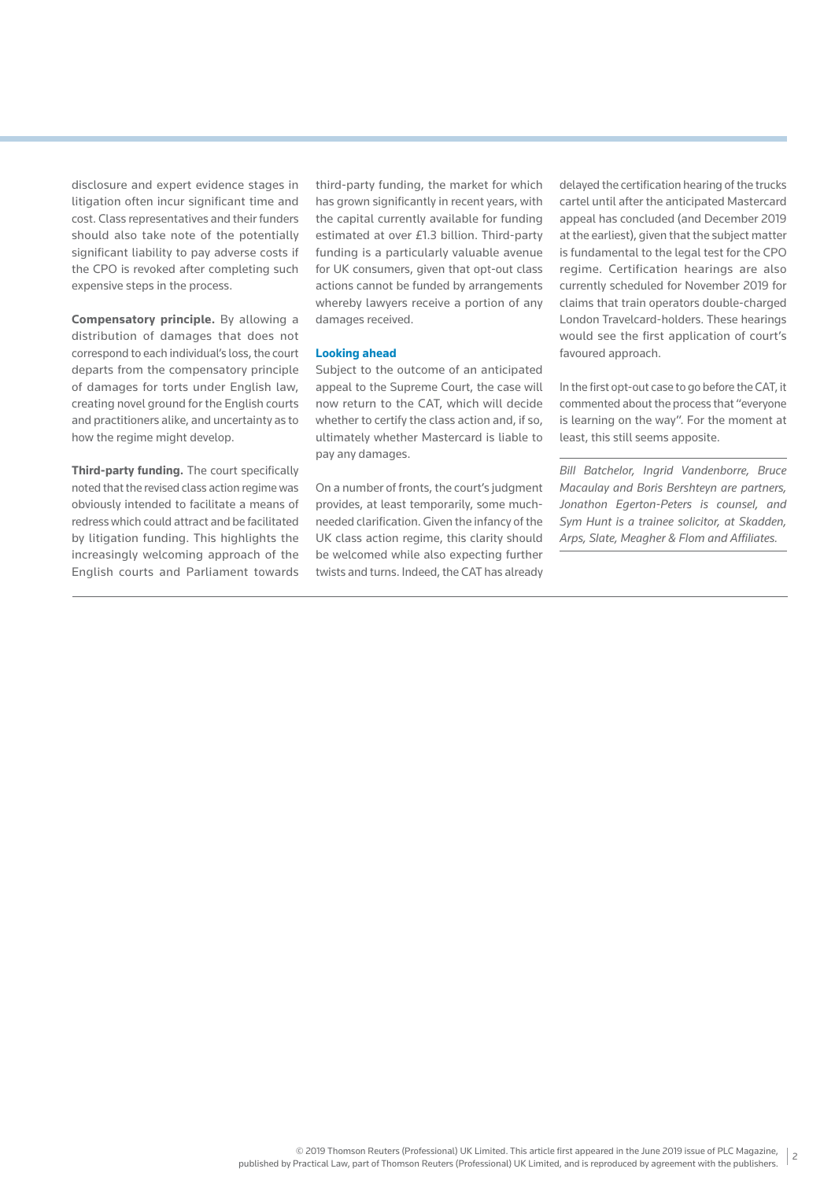disclosure and expert evidence stages in litigation often incur significant time and cost. Class representatives and their funders should also take note of the potentially significant liability to pay adverse costs if the CPO is revoked after completing such expensive steps in the process.

**Compensatory principle.** By allowing a distribution of damages that does not correspond to each individual's loss, the court departs from the compensatory principle of damages for torts under English law, creating novel ground for the English courts and practitioners alike, and uncertainty as to how the regime might develop.

**Third-party funding.** The court specifically noted that the revised class action regime was obviously intended to facilitate a means of redress which could attract and be facilitated by litigation funding. This highlights the increasingly welcoming approach of the English courts and Parliament towards third-party funding, the market for which has grown significantly in recent years, with the capital currently available for funding estimated at over £1.3 billion. Third-party funding is a particularly valuable avenue for UK consumers, given that opt-out class actions cannot be funded by arrangements whereby lawyers receive a portion of any damages received.

### Looking ahead

Subject to the outcome of an anticipated appeal to the Supreme Court, the case will now return to the CAT, which will decide whether to certify the class action and, if so, ultimately whether Mastercard is liable to pay any damages.

On a number of fronts, the court's judgment provides, at least temporarily, some much-needed clarification. Given the infancy of the UK class action regime, this clarity should be welcomed while also expecting further twists and turns. Indeed, the CAT has already delayed the certification hearing of the trucks cartel until after the anticipated Mastercard appeal has concluded (and December 2019 at the earliest), given that the subject matter is fundamental to the legal test for the CPO regime. Certification hearings are also currently scheduled for November 2019 for claims that train operators double-charged London Travelcard-holders. These hearings would see the first application of court's favoured approach.

In the first opt-out case to go before the CAT, it commented about the process that "everyone is learning on the way". For the moment at least, this still seems apposite.

*Bill Batchelor, Ingrid Vandenborre, Bruce Macaulay and Boris Bershteyn are partners, Jonathon Egerton-Peters is counsel, and Sym Hunt is a trainee solicitor, at Skadden, Arps, Slate, Meagher & Flom and Affiliates.*

© 2019 Thomson Reuters (Professional) UK Limited. This article first appeared in the June 2019 issue of PLC Magazine, published by Practical Law, part of Thomson Reuters (Professional) UK Limited, and is reproduced by agreement with the publishers.